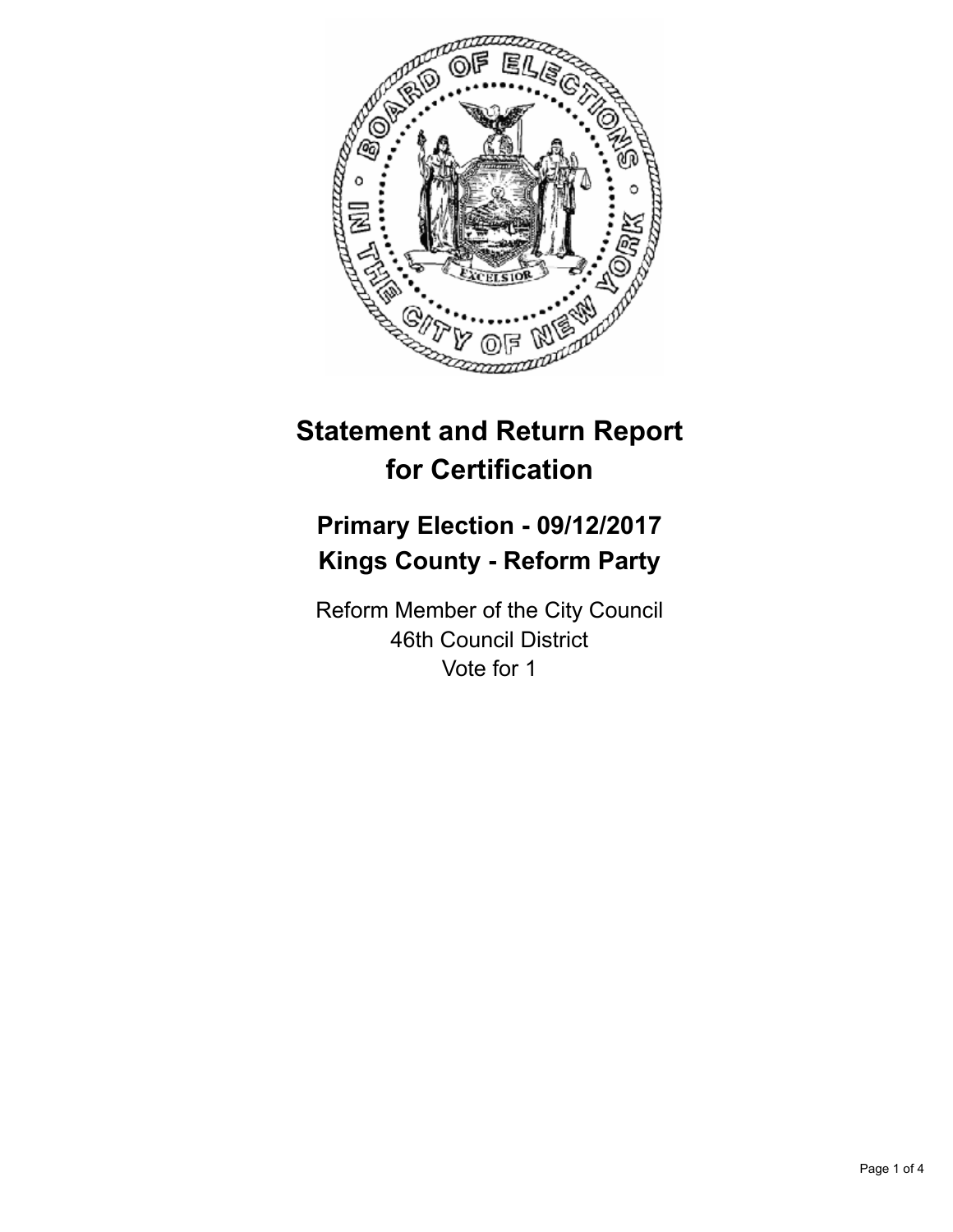# Statement and Return Report for Certification

## Primary Election - 09/12/2017
## Kings County - Reform Party

Reform Member of the City Council
46th Council District
Vote for 1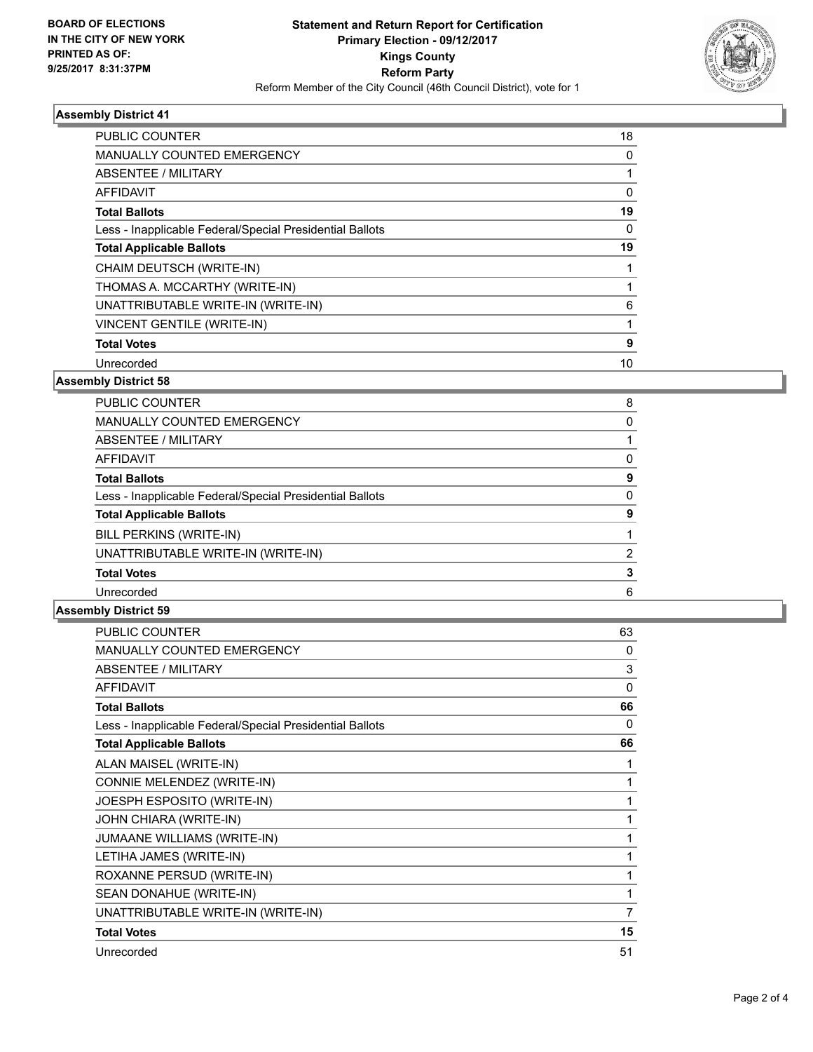BOARD OF ELECTIONS
IN THE CITY OF NEW YORK
PRINTED AS OF:
9/25/2017 8:31:37PM

**Statement and Return Report for Certification**
**Primary Election - 09/12/2017**
**Kings County**
**Reform Party**
Reform Member of the City Council (46th Council District), vote for 1

### Assembly District 41

| | |
|---|---|
| PUBLIC COUNTER | 18 |
| MANUALLY COUNTED EMERGENCY | 0 |
| ABSENTEE / MILITARY | 1 |
| AFFIDAVIT | 0 |
| **Total Ballots** | **19** |
| Less - Inapplicable Federal/Special Presidential Ballots | 0 |
| **Total Applicable Ballots** | **19** |
| CHAIM DEUTSCH (WRITE-IN) | 1 |
| THOMAS A. MCCARTHY (WRITE-IN) | 1 |
| UNATTRIBUTABLE WRITE-IN (WRITE-IN) | 6 |
| VINCENT GENTILE (WRITE-IN) | 1 |
| **Total Votes** | **9** |
| Unrecorded | 10 |

### Assembly District 58

| | |
|---|---|
| PUBLIC COUNTER | 8 |
| MANUALLY COUNTED EMERGENCY | 0 |
| ABSENTEE / MILITARY | 1 |
| AFFIDAVIT | 0 |
| **Total Ballots** | **9** |
| Less - Inapplicable Federal/Special Presidential Ballots | 0 |
| **Total Applicable Ballots** | **9** |
| BILL PERKINS (WRITE-IN) | 1 |
| UNATTRIBUTABLE WRITE-IN (WRITE-IN) | 2 |
| **Total Votes** | **3** |
| Unrecorded | 6 |

### Assembly District 59

| | |
|---|---|
| PUBLIC COUNTER | 63 |
| MANUALLY COUNTED EMERGENCY | 0 |
| ABSENTEE / MILITARY | 3 |
| AFFIDAVIT | 0 |
| **Total Ballots** | **66** |
| Less - Inapplicable Federal/Special Presidential Ballots | 0 |
| **Total Applicable Ballots** | **66** |
| ALAN MAISEL (WRITE-IN) | 1 |
| CONNIE MELENDEZ (WRITE-IN) | 1 |
| JOESPH ESPOSITO (WRITE-IN) | 1 |
| JOHN CHIARA (WRITE-IN) | 1 |
| JUMAANE WILLIAMS (WRITE-IN) | 1 |
| LETIHA JAMES (WRITE-IN) | 1 |
| ROXANNE PERSUD (WRITE-IN) | 1 |
| SEAN DONAHUE (WRITE-IN) | 1 |
| UNATTRIBUTABLE WRITE-IN (WRITE-IN) | 7 |
| **Total Votes** | **15** |
| Unrecorded | 51 |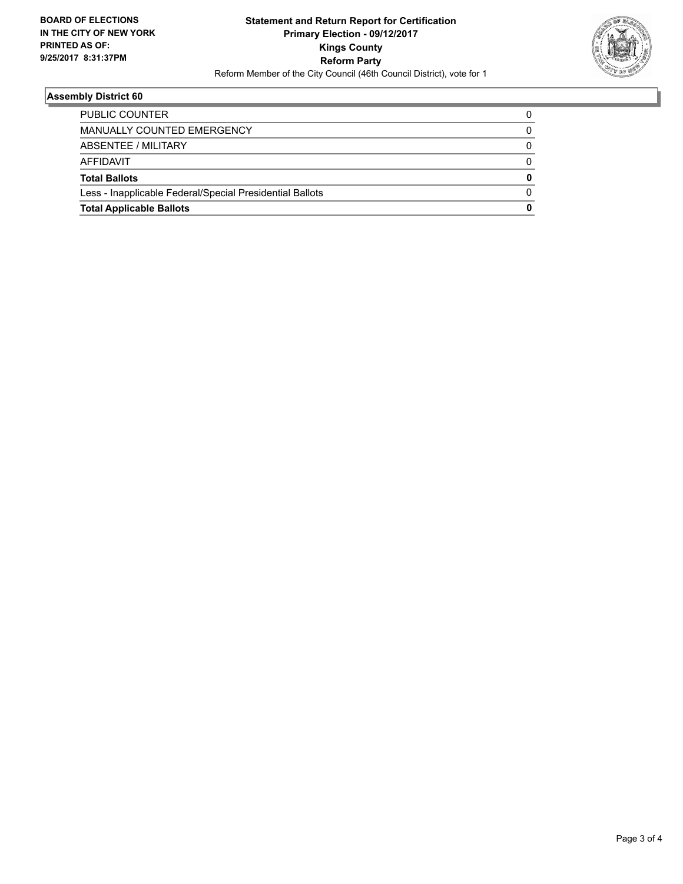**BOARD OF ELECTIONS IN THE CITY OF NEW YORK PRINTED AS OF: 9/25/2017 8:31:37PM**

**Statement and Return Report for Certification**
**Primary Election - 09/12/2017**
**Kings County**
**Reform Party**
Reform Member of the City Council (46th Council District), vote for 1

## Assembly District 60

| | |
|---|---|
| PUBLIC COUNTER | 0 |
| MANUALLY COUNTED EMERGENCY | 0 |
| ABSENTEE / MILITARY | 0 |
| AFFIDAVIT | 0 |
| **Total Ballots** | **0** |
| Less - Inapplicable Federal/Special Presidential Ballots | 0 |
| **Total Applicable Ballots** | **0** |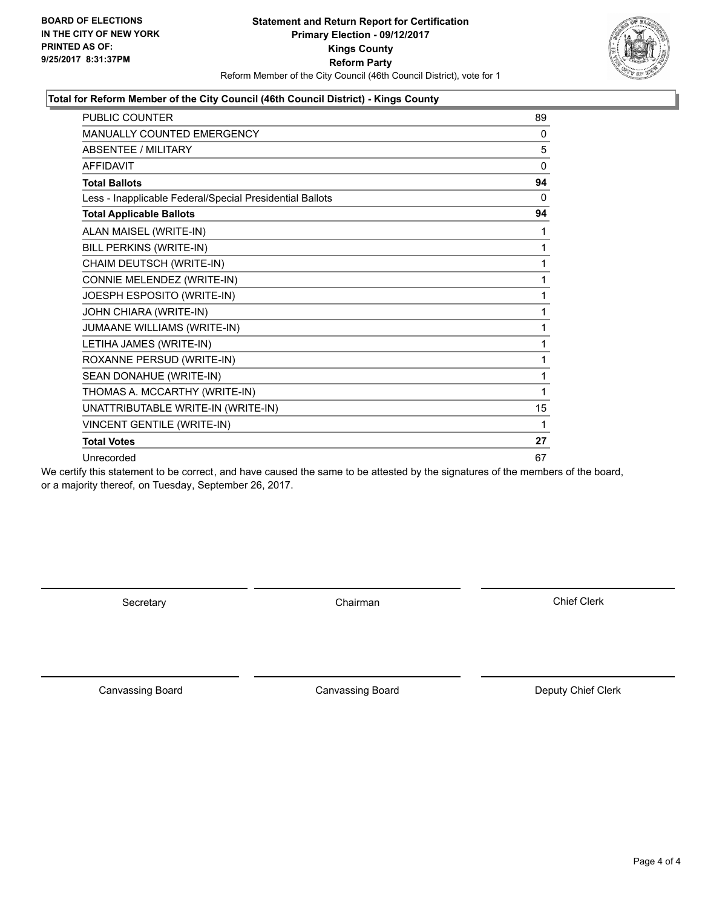**BOARD OF ELECTIONS IN THE CITY OF NEW YORK PRINTED AS OF: 9/25/2017 8:31:37PM**

**Statement and Return Report for Certification**
**Primary Election - 09/12/2017**
**Kings County**
**Reform Party**
Reform Member of the City Council (46th Council District), vote for 1

### Total for Reform Member of the City Council (46th Council District) - Kings County

| | |
|---|---|
| PUBLIC COUNTER | 89 |
| MANUALLY COUNTED EMERGENCY | 0 |
| ABSENTEE / MILITARY | 5 |
| AFFIDAVIT | 0 |
| **Total Ballots** | **94** |
| Less - Inapplicable Federal/Special Presidential Ballots | 0 |
| **Total Applicable Ballots** | **94** |
| ALAN MAISEL (WRITE-IN) | 1 |
| BILL PERKINS (WRITE-IN) | 1 |
| CHAIM DEUTSCH (WRITE-IN) | 1 |
| CONNIE MELENDEZ (WRITE-IN) | 1 |
| JOESPH ESPOSITO (WRITE-IN) | 1 |
| JOHN CHIARA (WRITE-IN) | 1 |
| JUMAANE WILLIAMS (WRITE-IN) | 1 |
| LETIHA JAMES (WRITE-IN) | 1 |
| ROXANNE PERSUD (WRITE-IN) | 1 |
| SEAN DONAHUE (WRITE-IN) | 1 |
| THOMAS A. MCCARTHY (WRITE-IN) | 1 |
| UNATTRIBUTABLE WRITE-IN (WRITE-IN) | 15 |
| VINCENT GENTILE (WRITE-IN) | 1 |
| **Total Votes** | **27** |
| Unrecorded | 67 |

We certify this statement to be correct, and have caused the same to be attested by the signatures of the members of the board, or a majority thereof, on Tuesday, September 26, 2017.

Secretary

Chairman

Chief Clerk

Canvassing Board

Canvassing Board

Deputy Chief Clerk